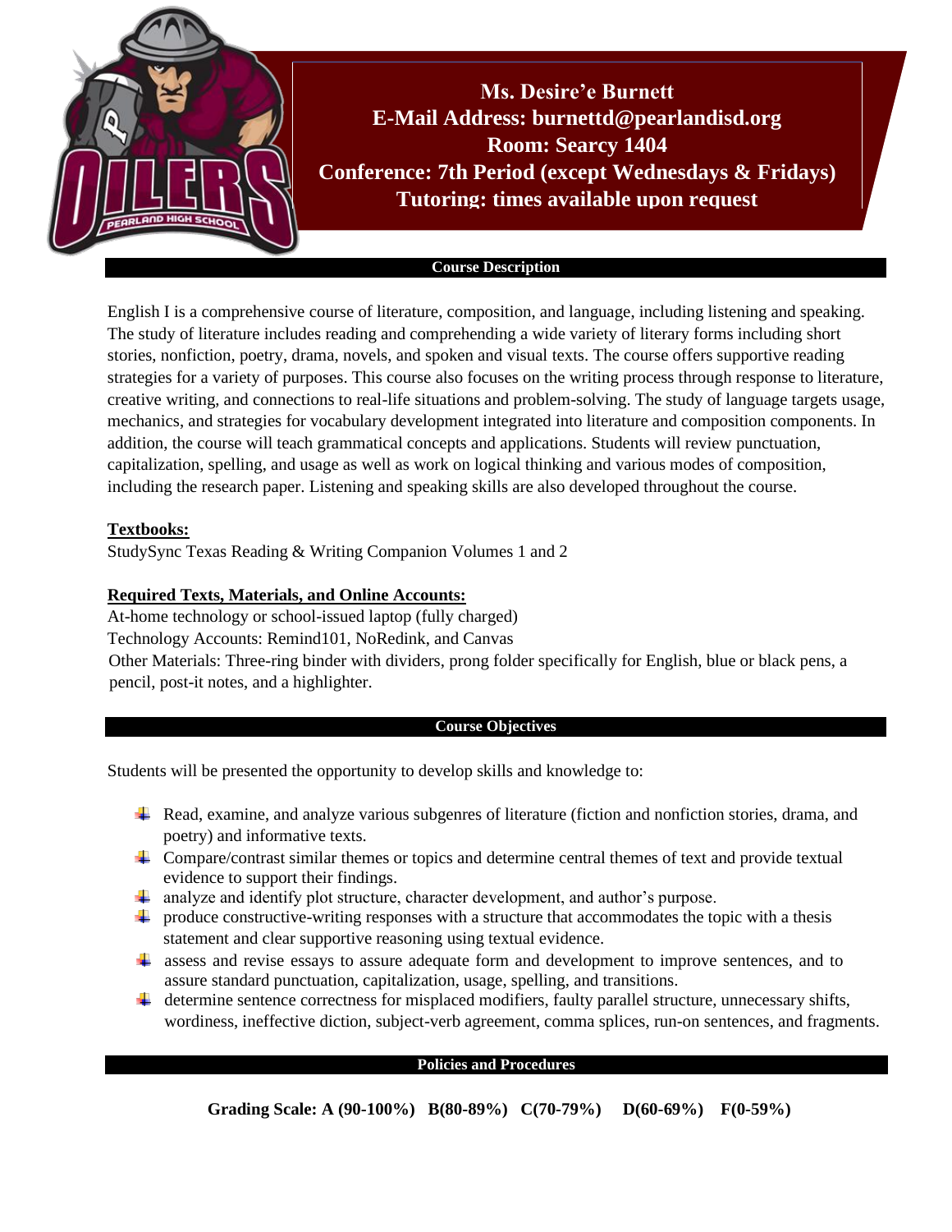**Ms. Desire'e Burnett**
**E-Mail Address: burnettd@pearlandisd.org**
**Room: Searcy 1404**
**Conference: 7th Period (except Wednesdays & Fridays)**
**Tutoring: times available upon request**

## Course Description

English I is a comprehensive course of literature, composition, and language, including listening and speaking. The study of literature includes reading and comprehending a wide variety of literary forms including short stories, nonfiction, poetry, drama, novels, and spoken and visual texts. The course offers supportive reading strategies for a variety of purposes. This course also focuses on the writing process through response to literature, creative writing, and connections to real-life situations and problem-solving. The study of language targets usage, mechanics, and strategies for vocabulary development integrated into literature and composition components. In addition, the course will teach grammatical concepts and applications. Students will review punctuation, capitalization, spelling, and usage as well as work on logical thinking and various modes of composition, including the research paper. Listening and speaking skills are also developed throughout the course.

**Textbooks:**
StudySync Texas Reading & Writing Companion Volumes 1 and 2

**Required Texts, Materials, and Online Accounts:**
At-home technology or school-issued laptop (fully charged)
Technology Accounts: Remind101, NoRedink, and Canvas
Other Materials: Three-ring binder with dividers, prong folder specifically for English, blue or black pens, a pencil, post-it notes, and a highlighter.

## Course Objectives

Students will be presented the opportunity to develop skills and knowledge to:

- Read, examine, and analyze various subgenres of literature (fiction and nonfiction stories, drama, and poetry) and informative texts.
- Compare/contrast similar themes or topics and determine central themes of text and provide textual evidence to support their findings.
- analyze and identify plot structure, character development, and author's purpose.
- produce constructive-writing responses with a structure that accommodates the topic with a thesis statement and clear supportive reasoning using textual evidence.
- assess and revise essays to assure adequate form and development to improve sentences, and to assure standard punctuation, capitalization, usage, spelling, and transitions.
- determine sentence correctness for misplaced modifiers, faulty parallel structure, unnecessary shifts, wordiness, ineffective diction, subject-verb agreement, comma splices, run-on sentences, and fragments.

## Policies and Procedures

**Grading Scale: A (90-100%) B(80-89%) C(70-79%) D(60-69%) F(0-59%)**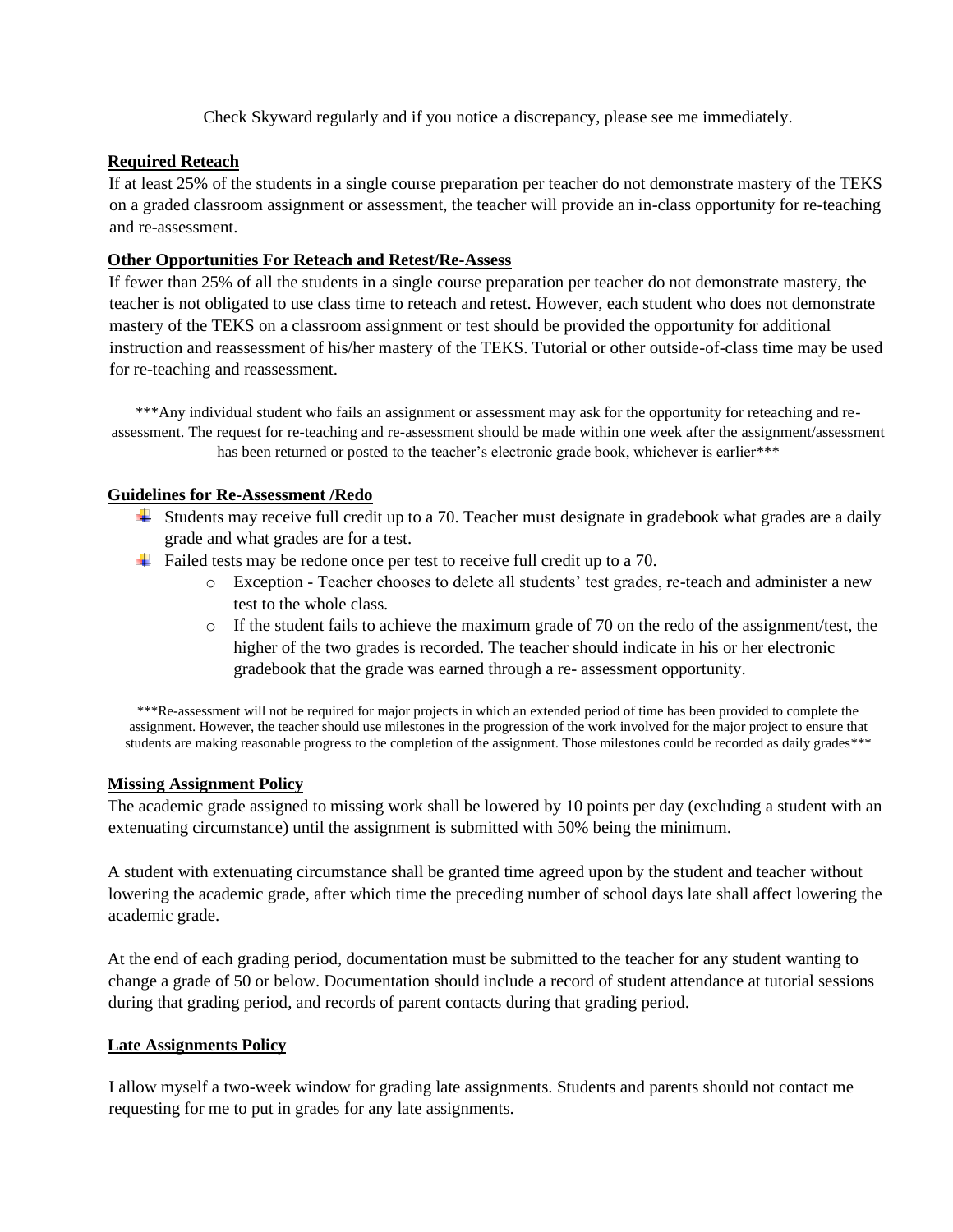Check Skyward regularly and if you notice a discrepancy, please see me immediately.

**Required Reteach**

If at least 25% of the students in a single course preparation per teacher do not demonstrate mastery of the TEKS on a graded classroom assignment or assessment, the teacher will provide an in-class opportunity for re-teaching and re-assessment.

**Other Opportunities For Reteach and Retest/Re-Assess**

If fewer than 25% of all the students in a single course preparation per teacher do not demonstrate mastery, the teacher is not obligated to use class time to reteach and retest. However, each student who does not demonstrate mastery of the TEKS on a classroom assignment or test should be provided the opportunity for additional instruction and reassessment of his/her mastery of the TEKS. Tutorial or other outside-of-class time may be used for re-teaching and reassessment.

***Any individual student who fails an assignment or assessment may ask for the opportunity for reteaching and re-assessment. The request for re-teaching and re-assessment should be made within one week after the assignment/assessment has been returned or posted to the teacher's electronic grade book, whichever is earlier***

**Guidelines for Re-Assessment /Redo**

- Students may receive full credit up to a 70. Teacher must designate in gradebook what grades are a daily grade and what grades are for a test.
- Failed tests may be redone once per test to receive full credit up to a 70.
  - Exception - Teacher chooses to delete all students' test grades, re-teach and administer a new test to the whole class.
  - If the student fails to achieve the maximum grade of 70 on the redo of the assignment/test, the higher of the two grades is recorded. The teacher should indicate in his or her electronic gradebook that the grade was earned through a re- assessment opportunity.

***Re-assessment will not be required for major projects in which an extended period of time has been provided to complete the assignment. However, the teacher should use milestones in the progression of the work involved for the major project to ensure that students are making reasonable progress to the completion of the assignment. Those milestones could be recorded as daily grades***

**Missing Assignment Policy**

The academic grade assigned to missing work shall be lowered by 10 points per day (excluding a student with an extenuating circumstance) until the assignment is submitted with 50% being the minimum.

A student with extenuating circumstance shall be granted time agreed upon by the student and teacher without lowering the academic grade, after which time the preceding number of school days late shall affect lowering the academic grade.

At the end of each grading period, documentation must be submitted to the teacher for any student wanting to change a grade of 50 or below. Documentation should include a record of student attendance at tutorial sessions during that grading period, and records of parent contacts during that grading period.

**Late Assignments Policy**

I allow myself a two-week window for grading late assignments. Students and parents should not contact me requesting for me to put in grades for any late assignments.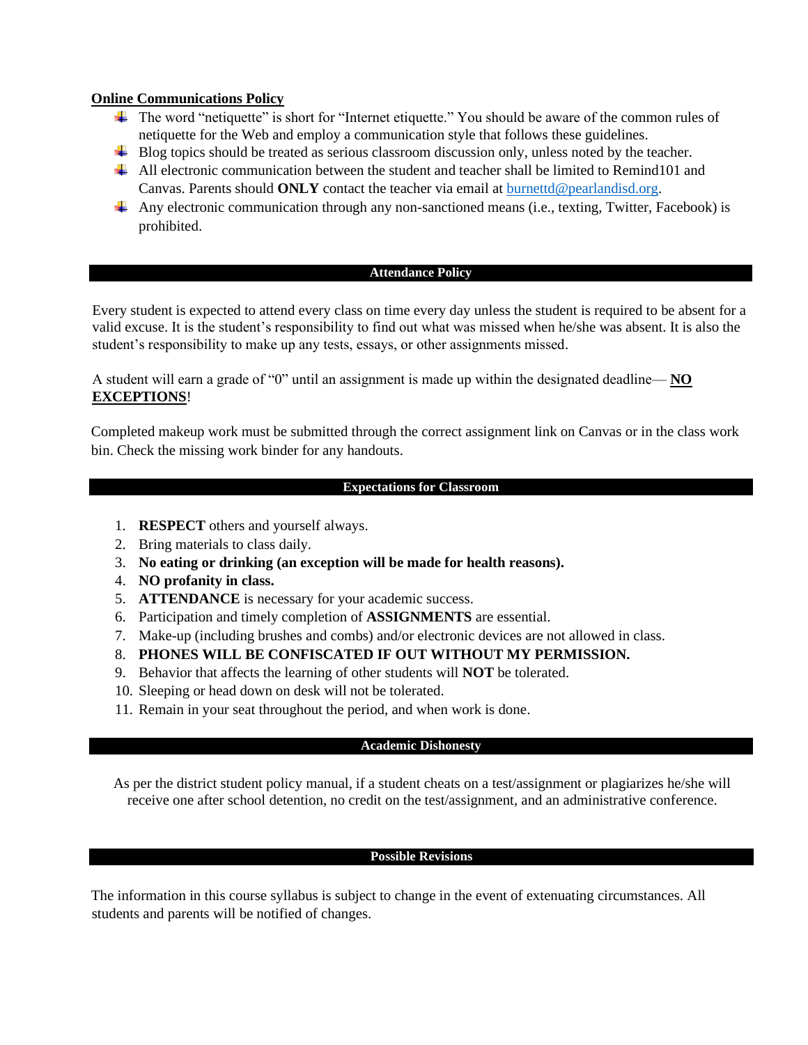**Online Communications Policy**

- The word "netiquette" is short for "Internet etiquette." You should be aware of the common rules of netiquette for the Web and employ a communication style that follows these guidelines.
- Blog topics should be treated as serious classroom discussion only, unless noted by the teacher.
- All electronic communication between the student and teacher shall be limited to Remind101 and Canvas. Parents should **ONLY** contact the teacher via email at [burnettd@pearlandisd.org](mailto:burnettd@pearlandisd.org).
- Any electronic communication through any non-sanctioned means (i.e., texting, Twitter, Facebook) is prohibited.

## Attendance Policy

Every student is expected to attend every class on time every day unless the student is required to be absent for a valid excuse. It is the student's responsibility to find out what was missed when he/she was absent. It is also the student's responsibility to make up any tests, essays, or other assignments missed.

A student will earn a grade of "0" until an assignment is made up within the designated deadline— **NO EXCEPTIONS**!

Completed makeup work must be submitted through the correct assignment link on Canvas or in the class work bin. Check the missing work binder for any handouts.

## Expectations for Classroom

1. **RESPECT** others and yourself always.
2. Bring materials to class daily.
3. **No eating or drinking (an exception will be made for health reasons).**
4. **NO profanity in class.**
5. **ATTENDANCE** is necessary for your academic success.
6. Participation and timely completion of **ASSIGNMENTS** are essential.
7. Make-up (including brushes and combs) and/or electronic devices are not allowed in class.
8. **PHONES WILL BE CONFISCATED IF OUT WITHOUT MY PERMISSION.**
9. Behavior that affects the learning of other students will **NOT** be tolerated.
10. Sleeping or head down on desk will not be tolerated.
11. Remain in your seat throughout the period, and when work is done.

## Academic Dishonesty

As per the district student policy manual, if a student cheats on a test/assignment or plagiarizes he/she will receive one after school detention, no credit on the test/assignment, and an administrative conference.

## Possible Revisions

The information in this course syllabus is subject to change in the event of extenuating circumstances. All students and parents will be notified of changes.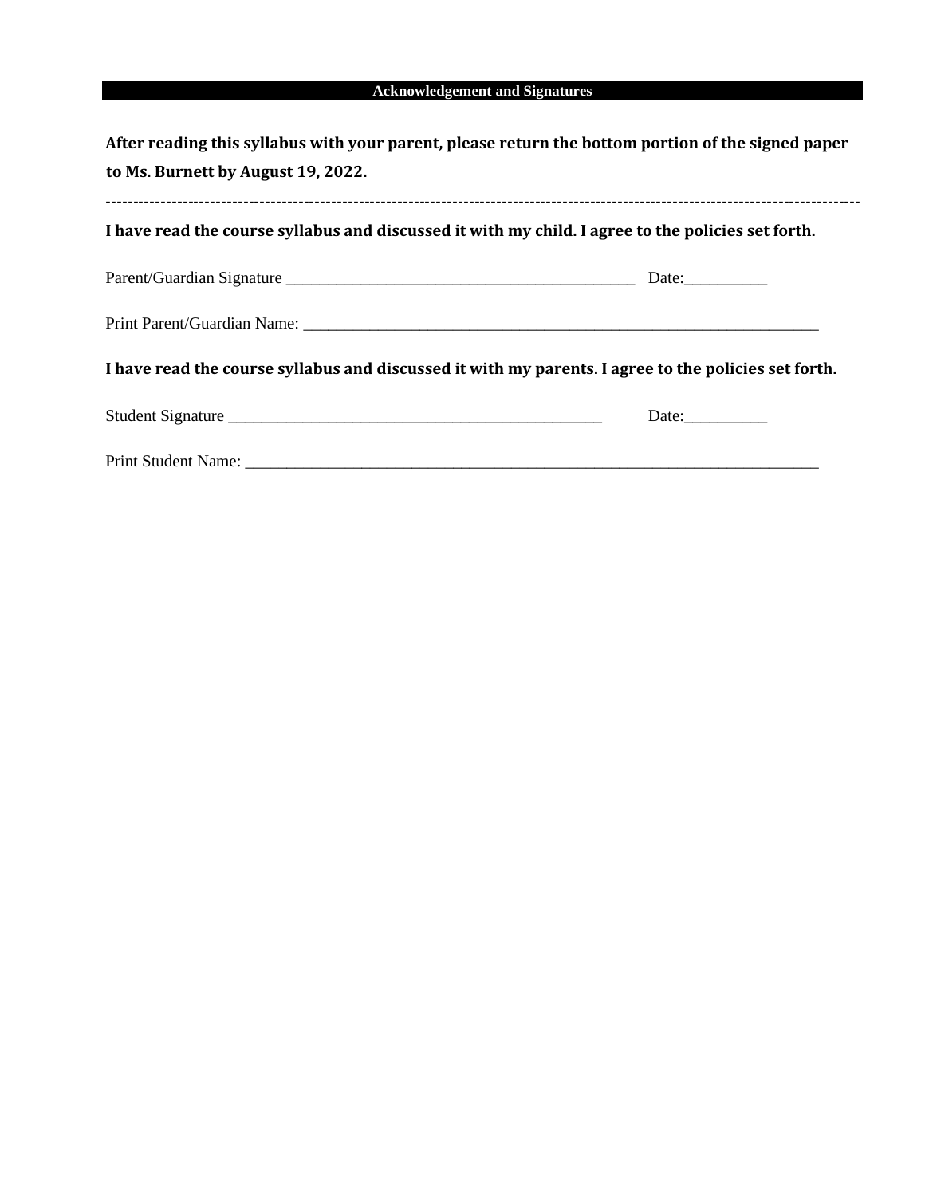## Acknowledgement and Signatures

**After reading this syllabus with your parent, please return the bottom portion of the signed paper to Ms. Burnett by August 19, 2022.**

-----------------------------------------------------------------------------------------------------------------------------------------

**I have read the course syllabus and discussed it with my child. I agree to the policies set forth.**

Parent/Guardian Signature _____________________________________________ Date:__________

Print Parent/Guardian Name: ___________________________________________________________________

**I have read the course syllabus and discussed it with my parents. I agree to the policies set forth.**

Student Signature ________________________________________________ Date:__________

Print Student Name: ________________________________________________________________________